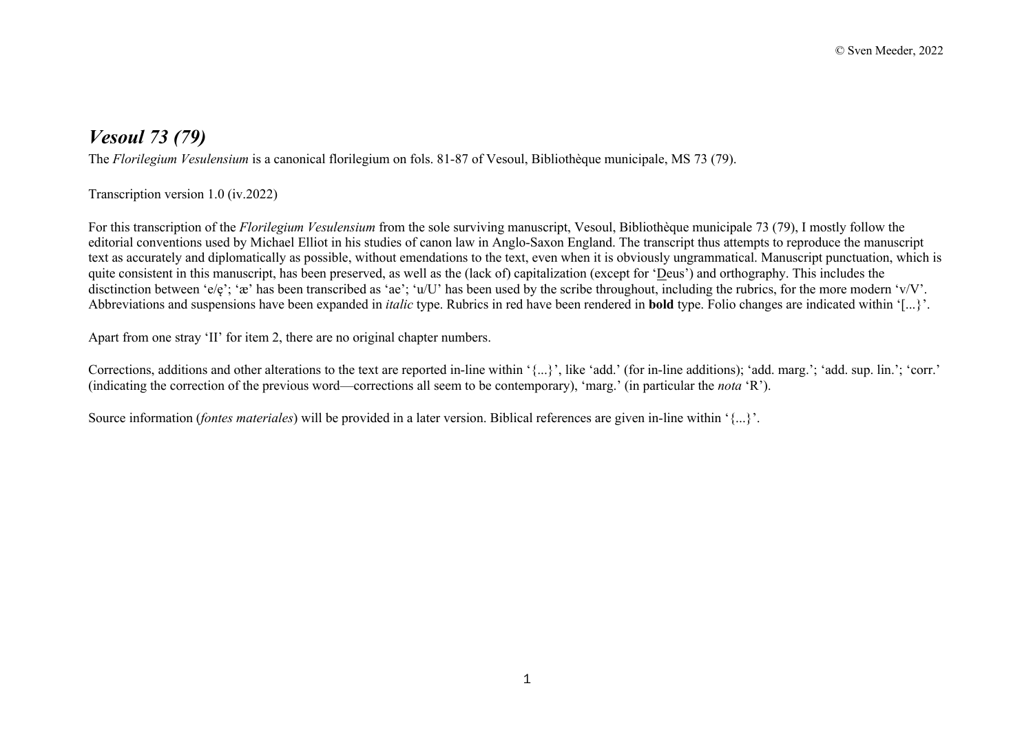© Sven Meeder, 2022

# *Vesoul 73 (79)*

The *Florilegium Vesulensium* is a canonical florilegium on fols. 81-87 of Vesoul, Bibliothèque municipale, MS 73 (79).

Transcription version 1.0 (iv.2022)

For this transcription of the *Florilegium Vesulensium* from the sole surviving manuscript, Vesoul, Bibliothèque municipale 73 (79), I mostly follow the editorial conventions used by Michael Elliot in his studies of canon law in Anglo-Saxon England. The transcript thus attempts to reproduce the manuscript text as accurately and diplomatically as possible, without emendations to the text, even when it is obviously ungrammatical. Manuscript punctuation, which is quite consistent in this manuscript, has been preserved, as well as the (lack of) capitalization (except for 'Deus') and orthography. This includes the disctinction between 'e/ę'; 'æ' has been transcribed as 'ae'; 'u/U' has been used by the scribe throughout, including the rubrics, for the more modern 'v/V'. Abbreviations and suspensions have been expanded in *italic* type. Rubrics in red have been rendered in **bold** type. Folio changes are indicated within '[...}'.

Apart from one stray 'II' for item 2, there are no original chapter numbers.

Corrections, additions and other alterations to the text are reported in-line within '{...}', like 'add.' (for in-line additions); 'add. marg.'; 'add. sup. lin.'; 'corr.' (indicating the correction of the previous word—corrections all seem to be contemporary), 'marg.' (in particular the *nota* 'R').

Source information (*fontes materiales*) will be provided in a later version. Biblical references are given in-line within '{...}'.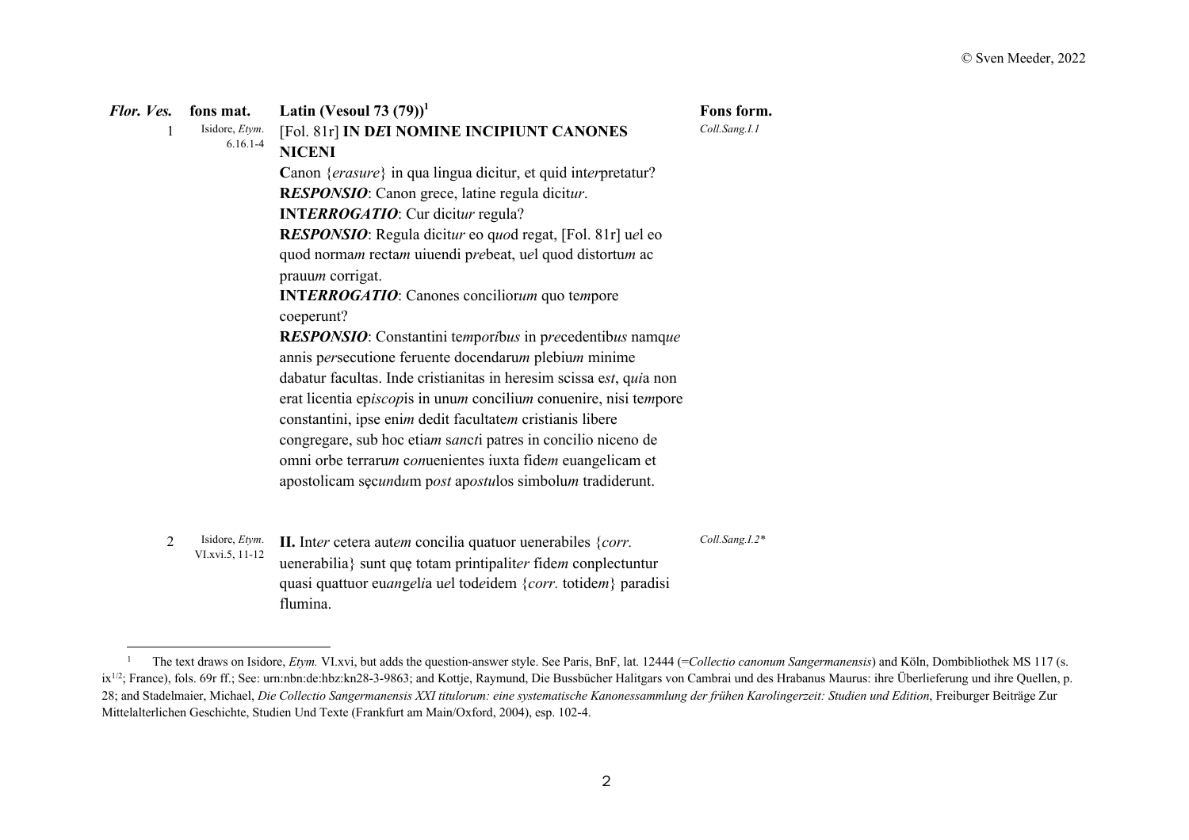| *Flor. Ves.* | **fons mat.** | **Latin (Vesoul 73 (79))**[1] | **Fons form.** |
|---|---|---|---|
| 1 | Isidore, *Etym*. 6.16.1-4 | [Fol. 81r] **IN D*E*I NOMINE INCIPIUNT CANONES NICENI** **C**anon {*erasure*} in qua lingua dicitur, et quid int*er*pretatur? **R*ESPONSIO***: Canon grece, latine regula dicit*ur*. **INT*ERROGATIO***: Cur dicit*ur* regula? **R*ESPONSIO***: Regula dicit*ur* eo q*uo*d regat, [Fol. 81r] u*el* eo quod norma*m* recta*m* uiuendi p*re*beat, u*el* quod distortu*m* ac prauu*m* corrigat. **INT*ERROGATIO***: Canones concilior*um* quo te*m*pore coeperunt? **R*ESPONSIO***: Constantini te*m*por*ib*us in p*re*cedentib*us* namq*ue* annis p*er*secutione feruente docendaru*m* plebiu*m* minime dabatur facultas. Inde cristianitas in heresim scissa e*st*, q*ui*a non erat licentia ep*iscop*is in unu*m* conciliu*m* conuenire, nisi te*m*pore constantini, ipse eni*m* dedit facultate*m* cristianis libere congregare, sub hoc etia*m* s*anct*i patres in concilio niceno de omni orbe terraru*m* c*on*uenientes iuxta fide*m* euangelicam et apostolicam sęc*un*d*u*m p*ost* ap*ostu*los simbolu*m* tradiderunt. | *Coll.Sang.I.1* |
| 2 | Isidore, *Etym*. VI.xvi.5, 11-12 | **II.** Int*er* cetera aut*em* concilia quatuor uenerabiles {*corr.* uenerabilia} sunt quę totam printipalit*er* fide*m* conplectuntur quasi quattuor eu*angel*ia u*el* tod*e*idem {*corr.* totide*m*} paradisi flumina. | *Coll.Sang.I.2\** |

[1] The text draws on Isidore, *Etym.* VI.xvi, but adds the question-answer style. See Paris, BnF, lat. 12444 (=*Collectio canonum Sangermanensis*) and Köln, Dombibliothek MS 117 (s. ix$^{1/2}$; France), fols. 69r ff.; See: urn:nbn:de:hbz:kn28-3-9863; and Kottje, Raymund, Die Bussbücher Halitgars von Cambrai und des Hrabanus Maurus: ihre Überlieferung und ihre Quellen, p. 28; and Stadelmaier, Michael, *Die Collectio Sangermanensis XXI titulorum: eine systematische Kanonessammlung der frühen Karolingerzeit: Studien und Edition*, Freiburger Beiträge Zur Mittelalterlichen Geschichte, Studien Und Texte (Frankfurt am Main/Oxford, 2004), esp. 102-4.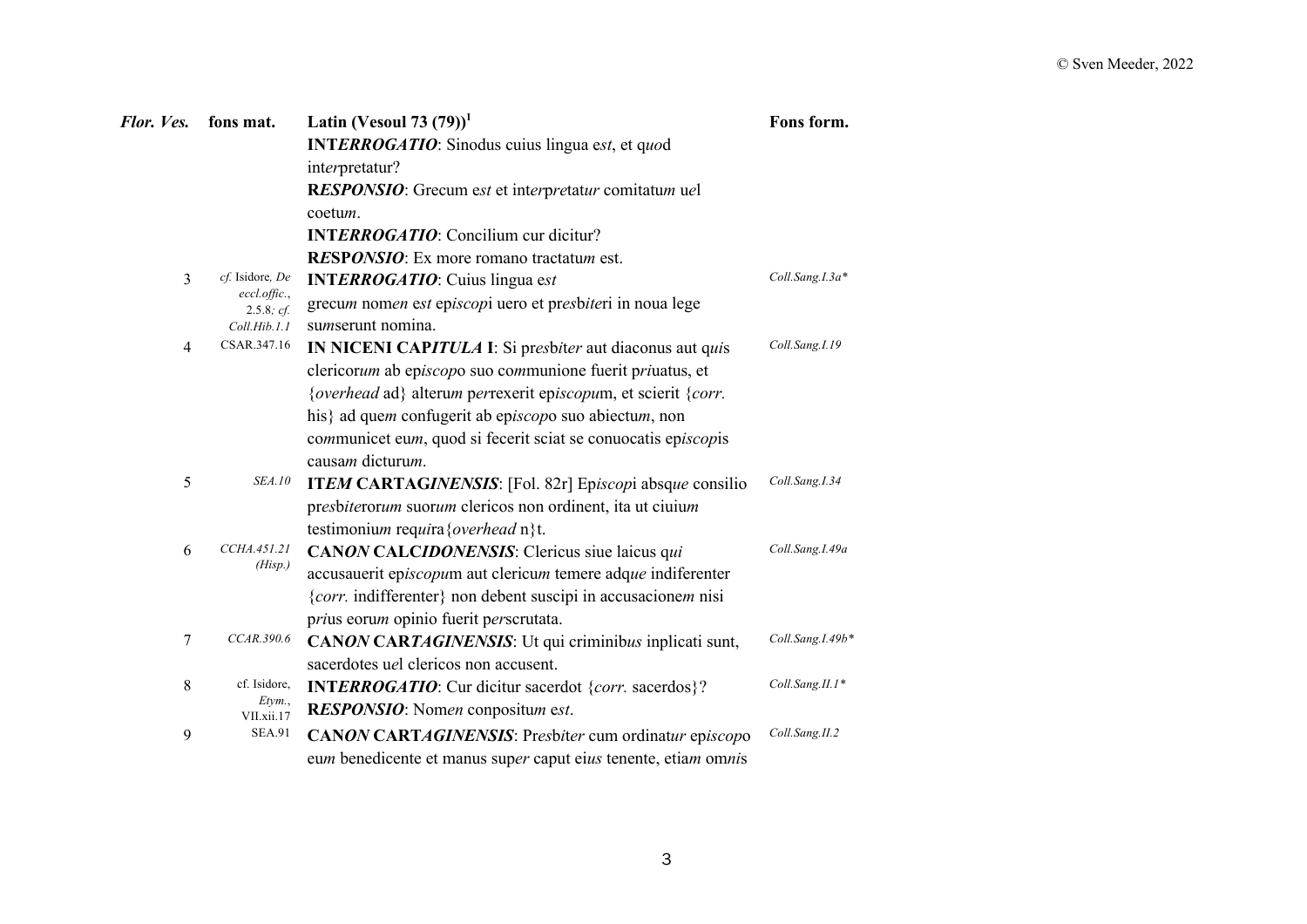| *Flor. Ves.* | **fons mat.** | **Latin (Vesoul 73 (79))**[1] | **Fons form.** |
|---|---|---|---|
| | | **INT*ERROGATIO***: Sinodus cuius lingua e*st*, et q*uo*d int*er*pretatur? | |
| | | **R*ESPONSIO***: Grecum e*st* et int*er*p*re*tat*ur* comitatu*m* u*e*l coetu*m*. | |
| | | **INT*ERROGATIO***: Concilium cur dicitur? | |
| | | **R*ESPONSIO***: Ex more romano tractatu*m* est. | |
| 3 | *cf.* Isidore*, De eccl.offic.*, 2.5.8*; cf. Coll.Hib.1.1* | **INT*ERROGATIO***: Cuius lingua e*st* grecu*m* nom*en* e*st* ep*iscop*i uero et pr*esbit*eri in noua lege su*m*serunt nomina. | *Coll.Sang.I.3a\** |
| 4 | CSAR.347.16 | **IN NICENI CAP*ITULA* I**: Si pr*esbit*er aut diaconus aut q*ui*s clericor*um* ab ep*iscop*o suo co*m*munione fuerit p*ri*uatus, et {*overhead* ad} alteru*m* p*er*rexerit ep*iscopu*m, et scierit {*corr.* his} ad que*m* confugerit ab ep*iscop*o suo abiectu*m*, non co*m*municet eu*m*, quod si fecerit sciat se conuocatis ep*iscop*is causa*m* dicturu*m*. | *Coll.Sang.I.19* |
| 5 | *SEA.10* | **IT*EM* CARTAGI*NENSIS***: [Fol. 82r] Ep*iscop*i absq*ue* consilio pr*esbite*ror*um* suor*um* clericos non ordinent, ita ut ciuiu*m* testimoniu*m* req*ui*ra{*overhead* n}t. | *Coll.Sang.I.34* |
| 6 | *CCHA.451.21 (Hisp.)* | **CAN*ON* CALC*IDONENSIS***: Clericus siue laicus q*ui* accusauerit ep*iscopu*m aut clericu*m* temere adq*ue* indiferenter {*corr.* indifferenter} non debent suscipi in accusacione*m* nisi p*ri*us eoru*m* opinio fuerit p*er*scrutata. | *Coll.Sang.I.49a* |
| 7 | *CCAR.390.6* | **CAN*ON* CAR*TAGINENSIS***: Ut qui criminib*us* inplicati sunt, sacerdotes u*e*l clericos non accusent. | *Coll.Sang.I.49b\** |
| 8 | cf. Isidore, *Etym.*, VII.xii.17 | **INT*ERROGATIO***: Cur dicitur sacerdot {*corr.* sacerdos}? **R*ESPONSIO***: Nom*en* conpositu*m* e*st*. | *Coll.Sang.II.1\** |
| 9 | SEA.91 | **CAN*ON* CART*AGINENSIS***: Pr*esbit*er cum ordinat*ur* ep*iscop*o eu*m* benedicente et manus sup*er* caput ei*us* tenente, etia*m* om*ni*s | *Coll.Sang.II.2* |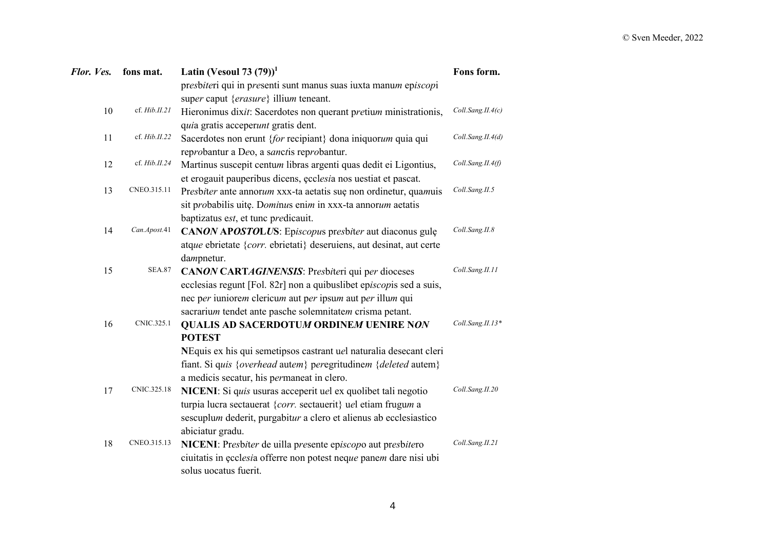| *Flor. Ves.* | fons mat. | Latin (Vesoul 73 (79))[1] | Fons form. |
|---|---|---|---|
| | | p*res*b*ite*ri qui in p*re*senti sunt manus suas iuxta manu*m* ep*iscop*i sup*er* caput {*erasure*} illiu*m* teneant. | |
| 10 | cf. *Hib.II.21* | Hieronimus dix*it*: Sacerdotes non querant p*re*tiu*m* ministrationis, q*ui*a gratis acceper*unt* gratis dent. | *Coll.Sang.II.4(c)* |
| 11 | cf. *Hib.II.22* | Sacerdotes non erunt {*for* recipiant} dona iniquoru*m* quia qui rep*ro*bantur a D*e*o, a s*anct*is rep*ro*bantur. | *Coll.Sang.II.4(d)* |
| 12 | cf. *Hib.II.24* | Martinus suscepit centu*m* libras argenti quas dedit ei Ligontius, et erogauit pauperibus dicens, ęccl*esi*a nos uestiat et pascat. | *Coll.Sang.II.4(f)* |
| 13 | CNEO.315.11 | P*res*b*ite*r ante annor*um* xxx-ta aetatis suę non ordinetur, qua*m*uis sit p*ro*babilis uitę. D*omi*nus eni*m* in xxx-ta annor*um* aetatis baptizatus e*st*, et tunc p*re*dicauit. | *Coll.Sang.II.5* |
| 14 | *Can.Apost.*41 | **CAN*ON* AP*OSTO*LU*S***: Ep*iscopu*s p*res*b*ite*r aut diaconus gulę atq*ue* ebrietate {*corr.* ebrietati} deseruiens, aut desinat, aut certe da*m*pnetur. | *Coll.Sang.II.8* |
| 15 | SEA.87 | **CAN*ON* CART*AGINENSIS***: P*res*b*ite*ri qui p*er* dioceses ecclesias regunt [Fol. 82r] non a quibuslibet ep*iscop*is sed a suis, nec p*er* iuniore*m* cleric*um* aut p*er* ipsu*m* aut p*er* illu*m* qui sacrariu*m* tendet ante pasche solemnitate*m* crisma petant. | *Coll.Sang.II.11* |
| 16 | CNIC.325.1 | **QUALIS AD SACERDOTU*M* ORDINE*M* UENIRE N*ON* POTEST** **N**Equis ex his qui semetipsos castrant u*e*l naturalia desecant cleri fiant. Si q*uis* {*overhead* aut*em*} p*er*egritudine*m* {*deleted* autem} a medicis secatur, his p*er*maneat in clero. | *Coll.Sang.II.13\** |
| 17 | CNIC.325.18 | **NICENI**: Si q*uis* usuras acceperit u*e*l ex quolibet tali negotio turpia lucra sectauerat {*corr.* sectauerit} u*e*l etiam frugu*m* a sescuplu*m* dederit, purgabit*ur* a clero et alienus ab ecclesiastico abiciatur gradu. | *Coll.Sang.II.20* |
| 18 | CNEO.315.13 | **NICENI**: P*res*b*ite*r de uilla p*re*sente ep*iscop*o aut p*res*b*ite*ro ciuitatis in ęccl*esi*a offerre non potest neq*ue* pane*m* dare nisi ubi solus uocatus fuerit. | *Coll.Sang.II.21* |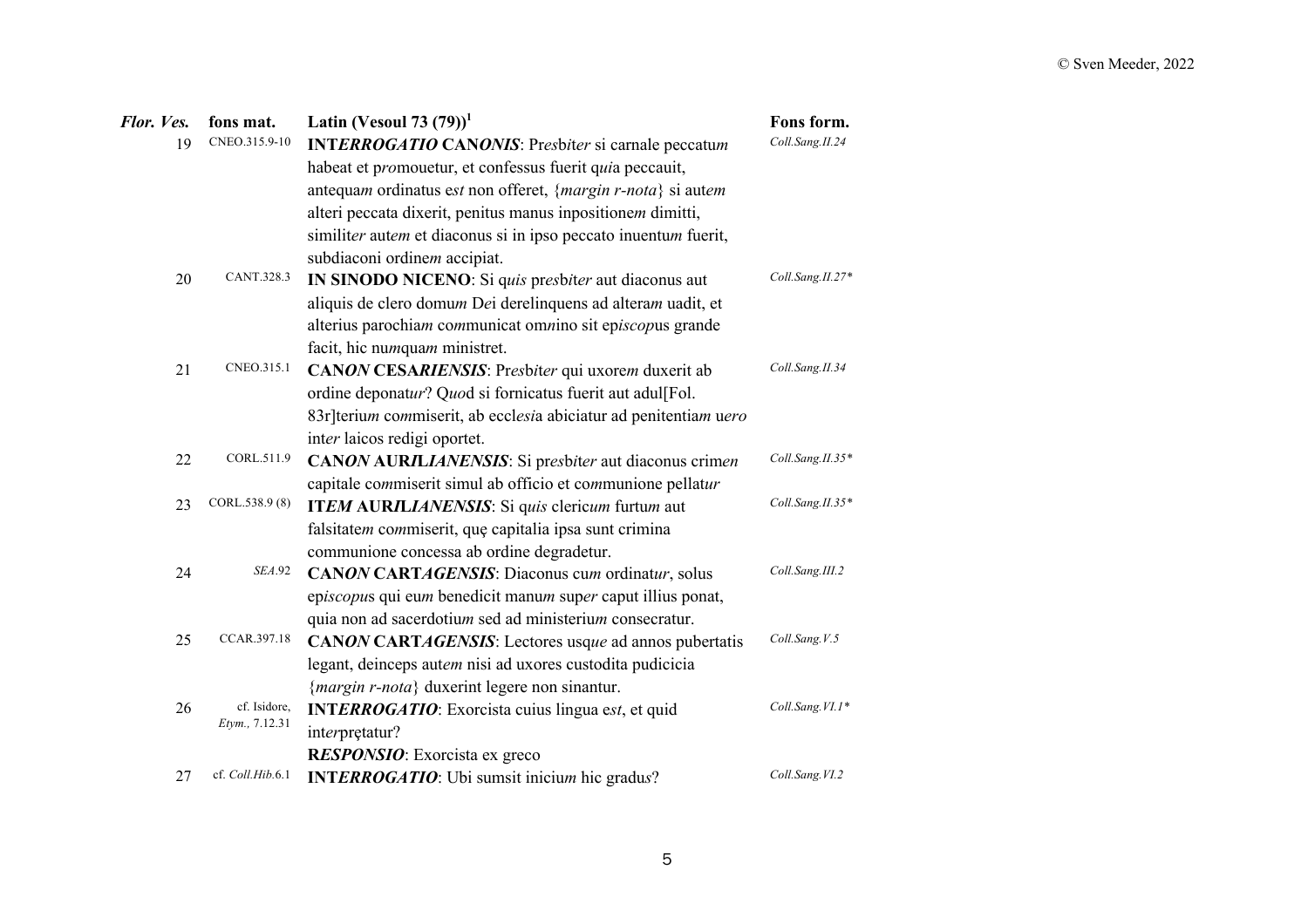| *Flor. Ves.* | **fons mat.** | **Latin (Vesoul 73 (79))**[1] | **Fons form.** |
|---|---|---|---|
| 19 | CNEO.315.9-10 | **INT*ERROGATIO* CAN*ONIS***: Pr*es*b*i*t*er* si carnale peccatu*m* habeat et p*ro*mouetur, et confessus fuerit q*ui*a peccauit, antequa*m* ordinatus e*st* non offeret, {*margin r-nota*} si aut*em* alteri peccata dixerit, penitus manus inpositione*m* dimitti, simili*ter* aut*em* et diaconus si in ipso peccato inuentu*m* fuerit, subdiaconi ordine*m* accipiat. | *Coll.Sang.II.24* |
| 20 | CANT.328.3 | **IN SINODO NICENO**: Si q*uis* pr*es*b*i*t*er* aut diaconus aut aliquis de clero domu*m* D*e*i derelinquens ad altera*m* uadit, et alterius parochia*m* co*m*municat om*n*ino sit ep*iscop*us grande facit, hic nu*m*qua*m* ministret. | *Coll.Sang.II.27\** |
| 21 | CNEO.315.1 | **CAN*ON* CESAR*IENSIS***: Pr*es*b*i*t*er* qui uxore*m* duxerit ab ordine deponat*ur*? Q*uo*d si fornicatus fuerit aut adul[Fol. 83r]teriu*m* co*m*miserit, ab eccl*esi*a abiciatur ad penitentia*m* u*ero* int*er* laicos redigi oportet. | *Coll.Sang.II.34* |
| 22 | CORL.511.9 | **CAN*ON* AUR*IL*I*ANENSIS***: Si pr*es*b*i*t*er* aut diaconus crim*en* capitale co*m*miserit simul ab officio et co*m*munione pellat*ur* | *Coll.Sang.II.35\** |
| 23 | CORL.538.9 (8) | **IT*EM* AUR*IL*I*ANENSIS***: Si q*uis* cleric*um* furtu*m* aut falsitate*m* co*m*miserit, quę capitalia ipsa sunt crimina communione concessa ab ordine degradetur. | *Coll.Sang.II.35\** |
| 24 | *SEA*.92 | **CAN*ON* CART*AGENSIS***: Diaconus cu*m* ordinat*ur*, solus ep*iscopu*s qui eu*m* benedicit manu*m* sup*er* caput illius ponat, quia non ad sacerdotiu*m* sed ad ministeriu*m* consecratur. | *Coll.Sang.III.2* |
| 25 | CCAR.397.18 | **CAN*ON* CART*AGENSIS***: Lectores usq*ue* ad annos pubertatis legant, deinceps aut*em* nisi ad uxores custodita pudicicia {*margin r-nota*} duxerint legere non sinantur. | *Coll.Sang.V.5* |
| 26 | cf. Isidore, *Etym.*, 7.12.31 | **INT*ERROGATIO***: Exorcista cuius lingua e*st*, et quid int*er*pręta*tur*? **R*ESPONSIO***: Exorcista ex greco | *Coll.Sang.VI.1\** |
| 27 | cf. *Coll.Hib*.6.1 | **INT*ERROGATIO***: Ubi sumsit iniciu*m* hic gradu*s*? | *Coll.Sang.VI.2* |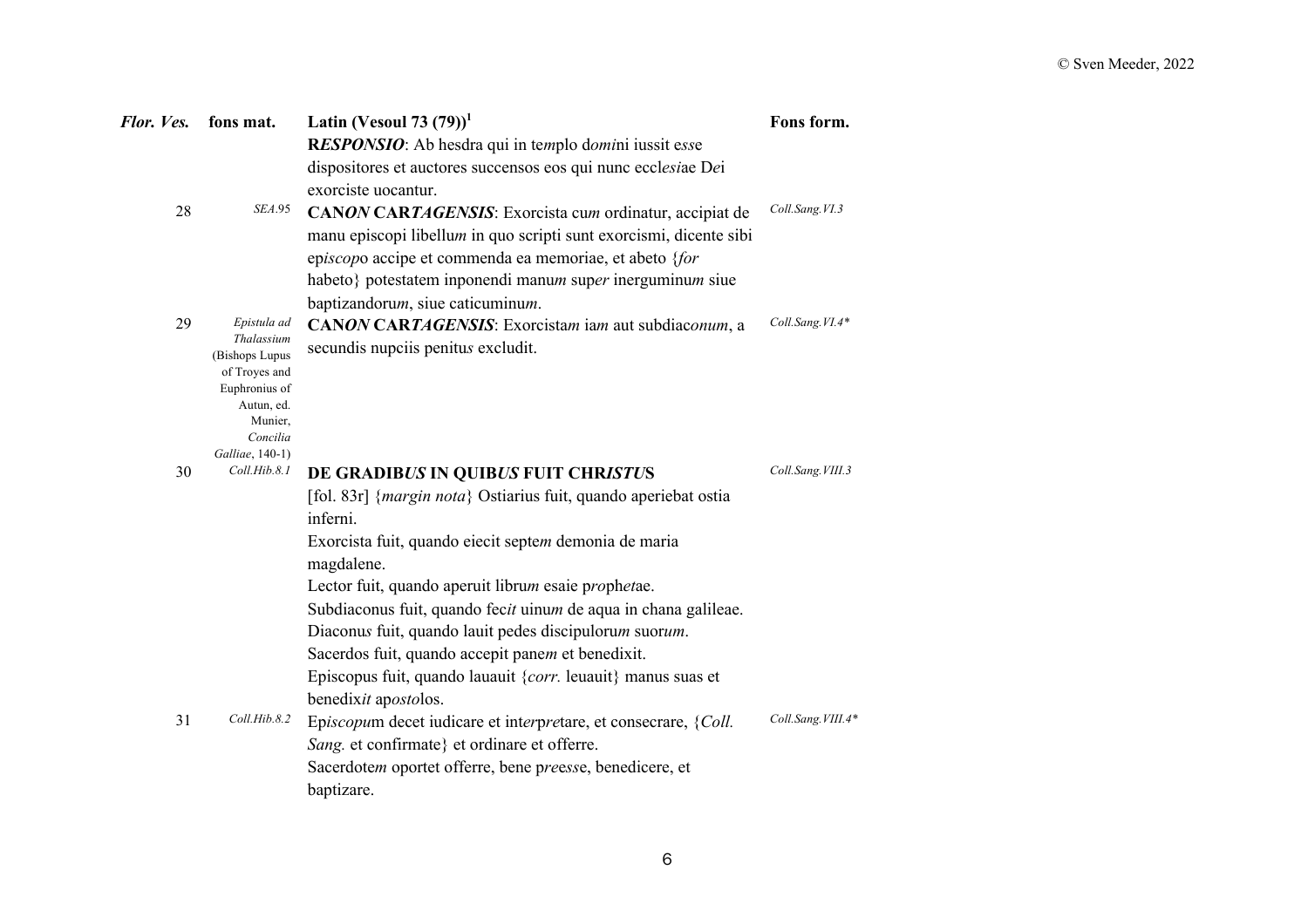| *Flor. Ves.* | **fons mat.** | **Latin (Vesoul 73 (79))**[1] | **Fons form.** |
|---|---|---|---|
| | | **R*ESPONSIO***: Ab hesdra qui in te*m*plo d*omi*ni iussit e*ss*e dispositores et auctores succensos eos qui nunc eccl*esi*ae D*e*i exorciste uocantur. | |
| 28 | *SEA.95* | **CAN*ON* CAR*TAGENSIS***: Exorcista cu*m* ordinatur, accipiat de manu episcopi libellu*m* in quo scripti sunt exorcismi, dicente sibi ep*iscop*o accipe et commenda ea memoriae, et abeto {*for* habeto} potestatem inponendi manu*m* sup*er* inerguminu*m* siue baptizandoru*m*, siue caticuminu*m*. | *Coll.Sang.VI.3* |
| 29 | *Epistula ad Thalassium* (Bishops Lupus of Troyes and Euphronius of Autun, ed. Munier, *Concilia Galliae*, 140-1) | **CAN*ON* CAR*TAGENSIS***: Exorcista*m* ia*m* aut subdiac*onum*, a secundis nupciis penitu*s* excludit. | *Coll.Sang.VI.4\** |
| 30 | *Coll.Hib.8.1* | **DE GRADIB*US* IN QUIB*US* FUIT CHR*ISTU*S**<br>[fol. 83r] {*margin nota*} Ostiarius fuit, quando aperiebat ostia inferni.<br>Exorcista fuit, quando eiecit septe*m* demonia de maria magdalene.<br>Lector fuit, quando aperuit libru*m* esaie p*ro*ph*et*ae.<br>Subdiaconus fuit, quando fec*it* uinu*m* de aqua in chana galileae.<br>Diaconu*s* fuit, quando lauit pedes discipuloru*m* suor*um*.<br>Sacerdos fuit, quando accepit pane*m* et benedixit.<br>Episcopus fuit, quando lauauit {*corr.* leuauit} manus suas et benedix*it* ap*osto*los. | *Coll.Sang.VIII.3* |
| 31 | *Coll.Hib.8.2* | Ep*iscopu*m decet iudicare et int*er*p*re*tare, et consecrare, {*Coll. Sang.* et confirmate} et ordinare et offerre.<br>Sacerdote*m* oportet offerre, bene p*reess*e, benedicere, et baptizare. | *Coll.Sang.VIII.4\** |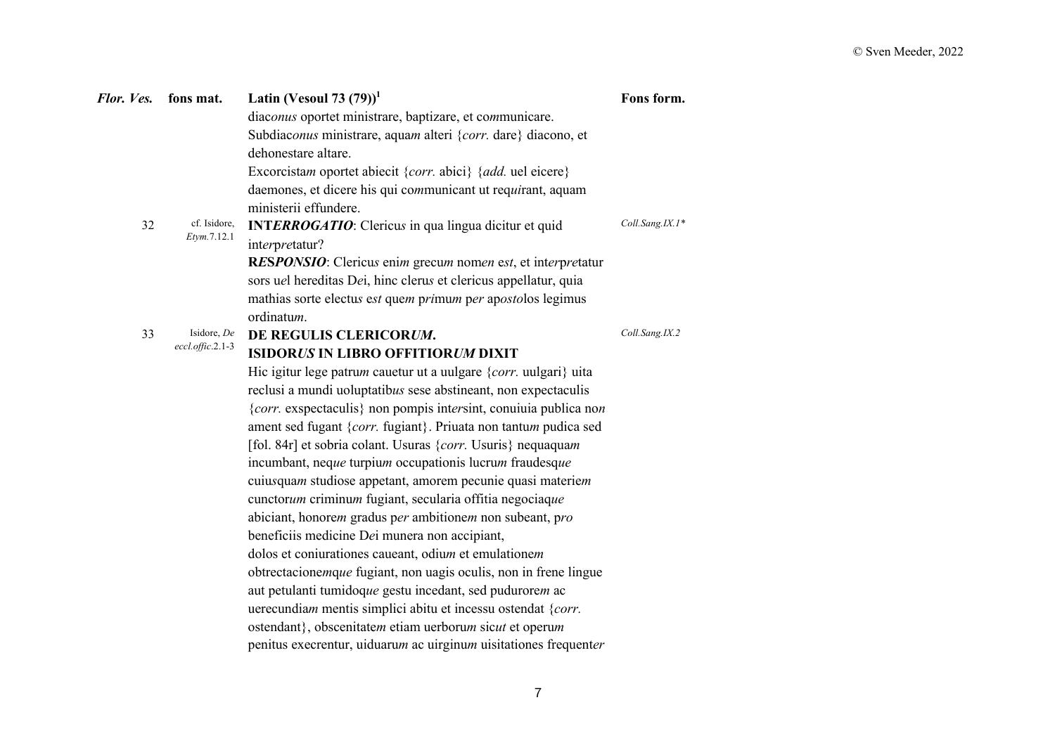| *Flor. Ves.* | **fons mat.** | **Latin (Vesoul 73 (79))**[1] | **Fons form.** |
|---|---|---|---|
| | | diac*onus* oportet ministrare, baptizare, et co*m*municare. Subdiac*onus* ministrare, aqua*m* alteri {*corr.* dare} diacono, et dehonestare altare. Excorcista*m* oportet abiecit {*corr.* abici} {*add.* uel eicere} daemones, et dicere his qui co*m*municant ut req*ui*rant, aquam ministerii effundere. | |
| 32 | cf. Isidore, *Etym.*7.12.1 | **INT*ERROGATIO***: Cleric*us* in qua lingua dicitur et quid int*er*p*re*tatur? **R*ESPONSIO***: Cleric*us* eni*m* grecu*m* nom*en* e*st*, et int*er*p*re*tatur sors u*e*l hereditas D*e*i, hinc cler*us* et clericus appellatur, quia mathias sorte elect*us* e*st* que*m* p*ri*mu*m* p*er* ap*osto*los legimus ordinatu*m*. | *Coll.Sang.IX.1\** |
| 33 | Isidore, *De eccl.offic.*2.1-3 | **DE REGULIS CLERICOR*UM*.** **ISIDOR*US* IN LIBRO OFFITIOR*UM* DIXIT** Hic igitur lege patru*m* cauetur ut a uulgare {*corr.* uulgari} uita reclusi a mundi uoluptatib*us* sese abstineant, non expectaculis {*corr.* exspectaculis} non pompis int*er*sint, conuiuia publica no*n* ament sed fugant {*corr.* fugiant}. Priuata non tantu*m* pudica sed [fol. 84r] et sobria colant. Usuras {*corr.* Usuris} nequaqua*m* incumbant, neq*ue* turpiu*m* occupationis lucru*m* fraudesq*ue* cuiu*s*qua*m* studiose appetant, amorem pecunie quasi materie*m* cunctor*um* criminu*m* fugiant, secularia offitia negociaq*ue* abiciant, honore*m* gradus p*er* ambitione*m* non subeant, p*ro* beneficiis medicine D*e*i munera non accipiant, dolos et coniurationes caueant, odiu*m* et emulatione*m* obtrectacione*m*q*ue* fugiant, non uagis oculis, non in frene lingue aut petulanti tumidoq*ue* gestu incedant, sed pudurore*m* ac uerecundia*m* mentis simplici abitu et incessu ostendat {*corr.* ostendant}, obscenitate*m* etiam uerboru*m* sic*ut* et operu*m* penitus execrentur, uiduaru*m* ac uirginu*m* uisitationes frequent*er* | *Coll.Sang.IX.2* |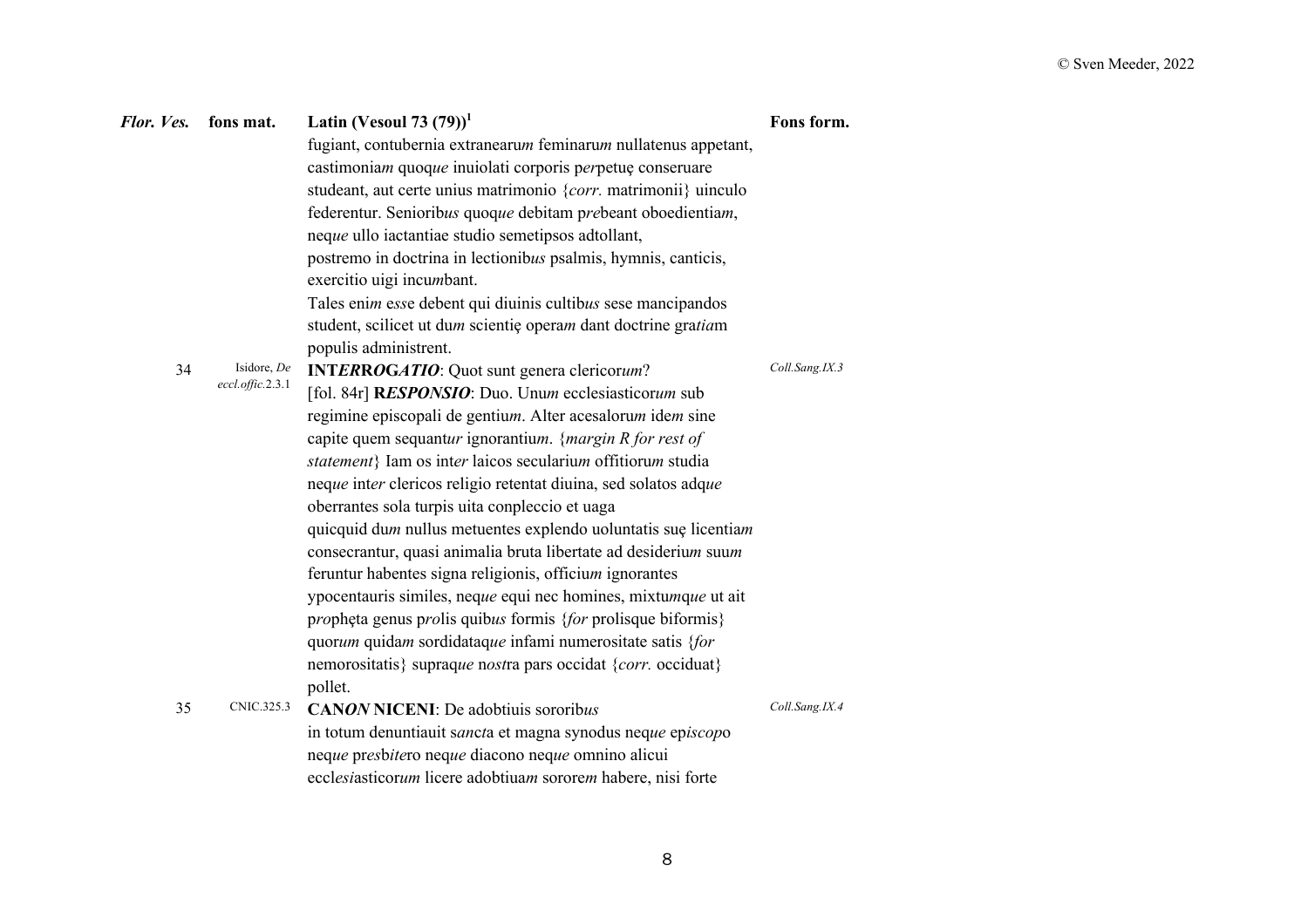| *Flor. Ves.* | **fons mat.** | **Latin (Vesoul 73 (79))**[1] | **Fons form.** |
|---|---|---|---|
| | | fugiant, contubernia extranearu*m* feminaru*m* nullatenus appetant, castimonia*m* quoq*ue* inuiolati corporis p*er*petuę conseruare studeant, aut certe unius matrimonio {*corr.* matrimonii} uinculo federentur. Seniorib*us* quoq*ue* debitam p*re*beant oboedientia*m*, neq*ue* ullo iactantiae studio semetipsos adtollant, postremo in doctrina in lectionib*us* psalmis, hymnis, canticis, exercitio uigi incu*m*bant. Tales eni*m* e*ss*e debent qui diuinis cultib*us* sese mancipandos student, scilicet ut du*m* scientię opera*m* dant doctrine gra*tia*m populis administrent. | |
| 34 | Isidore, *De eccl.offic.*2.3.1 | **INT*ERROGATIO***: Quot sunt genera clericor*um*? [fol. 84r] **R*ESPONSIO***: Duo. Unu*m* ecclesiasticor*um* sub regimine episcopali de gentiu*m*. Alter acesaloru*m* ide*m* sine capite quem sequant*ur* ignorantiu*m*. {*margin R for rest of statement*} Iam os int*er* laicos seculariu*m* offitioru*m* studia neq*ue* int*er* clericos religio retentat diuina, sed solatos adq*ue* oberrantes sola turpis uita conpleccio et uaga quicquid du*m* nullus metuentes explendo uoluntatis suę licentia*m* consecrantur, quasi animalia bruta libertate ad desideriu*m* suu*m* feruntur habentes signa religionis, officiu*m* ignorantes ypocentauris similes, neq*ue* equi nec homines, mixtu*m*q*ue* ut ait p*ro*phęta genus p*ro*lis quib*us* formis {*for* prolisque biformis} quor*um* quida*m* sordidataq*ue* infami numerositate satis {*for* nemorositatis} supraq*ue* n*ost*ra pars occidat {*corr.* occiduat} pollet. | *Coll.Sang.IX.3* |
| 35 | CNIC.325.3 | **CAN*ON* NICENI**: De adobtiuis sororib*us* in totum denuntiauit s*anct*a et magna synodus neq*ue* ep*iscop*o neq*ue* pr*es*b*ite*ro neq*ue* diacono neq*ue* omnino alicui eccl*esi*asticor*um* licere adobtiua*m* sorore*m* habere, nisi forte | *Coll.Sang.IX.4* |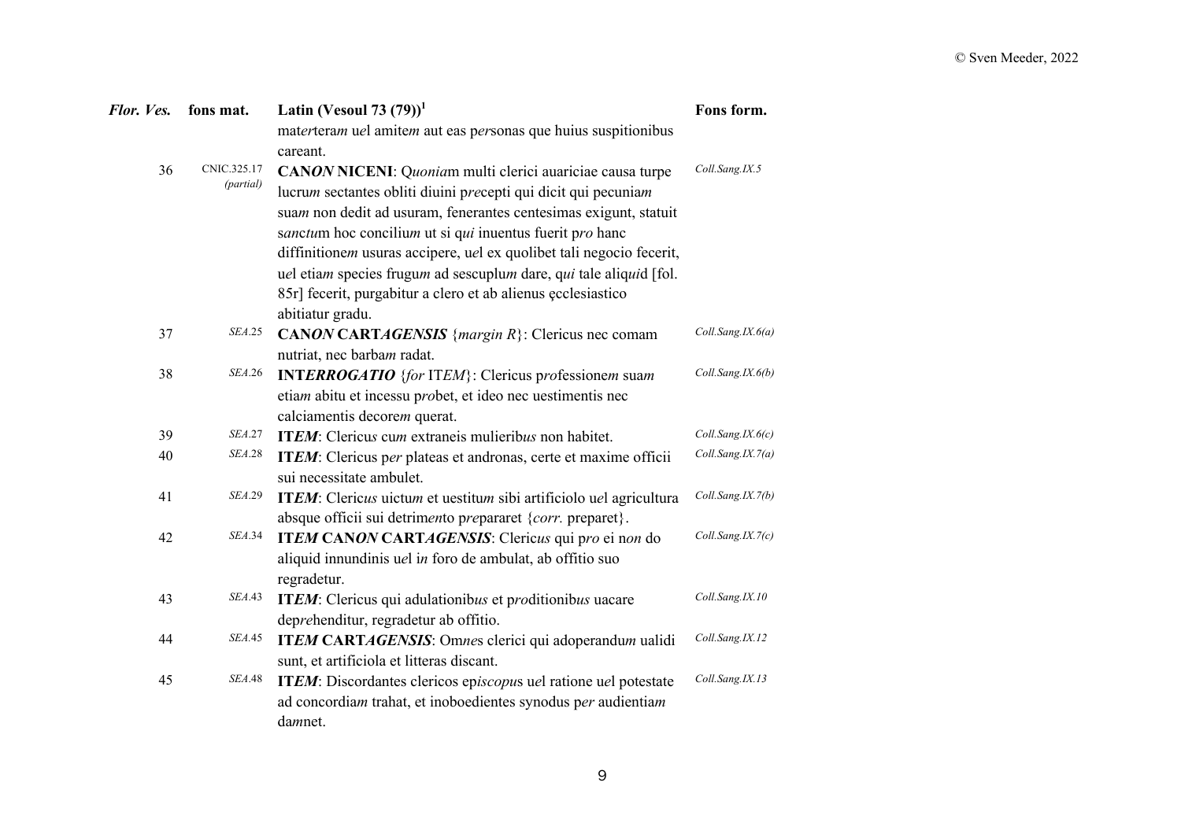| *Flor. Ves.* | fons mat. | Latin (Vesoul 73 (79))[1] | Fons form. |
|---|---|---|---|
| | | mat*er*tera*m* u*e*l amite*m* aut eas p*er*sonas que huius suspitionibus careant. | |
| 36 | CNIC.325.17 *(partial)* | **CAN*ON* NICENI**: Q*uonia*m multi clerici auariciae causa turpe lucru*m* sectantes obliti diuini p*re*cepti qui dicit qui pecunia*m* sua*m* non dedit ad usuram, fenerantes centesimas exigunt, statuit s*anctu*m hoc concilium ut si q*ui* inuentus fuerit p*ro* hanc diffinitione*m* usuras accipere, u*e*l ex quolibet tali negocio fecerit, u*e*l etia*m* species frugu*m* ad sescuplu*m* dare, q*ui* tale aliq*ui*d [fol. 85r] fecerit, purgabitur a clero et ab alienus ęcclesiastico abitiatur gradu. | *Coll.Sang.IX.5* |
| 37 | *SEA.25* | **CAN*ON* CART*AGENSIS*** {*margin R*}: Clericus nec comam nutriat, nec barba*m* radat. | *Coll.Sang.IX.6(a)* |
| 38 | *SEA.26* | **INT*ERROGATIO*** {*for* IT*EM*}: Clericus p*ro*fessione*m* sua*m* etia*m* abitu et incessu p*ro*bet, et ideo nec uestimentis nec calciamentis decore*m* querat. | *Coll.Sang.IX.6(b)* |
| 39 | *SEA.27* | **IT*EM***: Cleric*us* cu*m* extraneis mulierib*us* non habitet. | *Coll.Sang.IX.6(c)* |
| 40 | *SEA.28* | **IT*EM***: Clericus p*er* plateas et andronas, certe et maxime officii sui necessitate ambulet. | *Coll.Sang.IX.7(a)* |
| 41 | *SEA.29* | **IT*EM***: Cleric*us* uictu*m* et uestitu*m* sibi artificiolo u*e*l agricultura absque officii sui detrim*en*to p*re*pararet {*corr.* preparet}. | *Coll.Sang.IX.7(b)* |
| 42 | *SEA.34* | **IT*EM* CAN*ON* CART*AGENSIS***: Cleric*us* qui p*ro* ei n*on* do aliquid innundinis u*e*l i*n* foro de ambulat, ab offitio suo regradetur. | *Coll.Sang.IX.7(c)* |
| 43 | *SEA.43* | **IT*EM***: Clericus qui adulationib*us* et p*ro*ditionib*us* uacare dep*re*henditur, regradetur ab offitio. | *Coll.Sang.IX.10* |
| 44 | *SEA.45* | **IT*EM* CART*AGENSIS***: Om*ne*s clerici qui adoperandu*m* ualidi sunt, et artificiola et litteras discant. | *Coll.Sang.IX.12* |
| 45 | *SEA.48* | **IT*EM***: Discordantes clericos ep*iscopu*s u*e*l ratione u*e*l potestate ad concordia*m* trahat, et inoboedientes synodus p*er* audientia*m* da*m*net. | *Coll.Sang.IX.13* |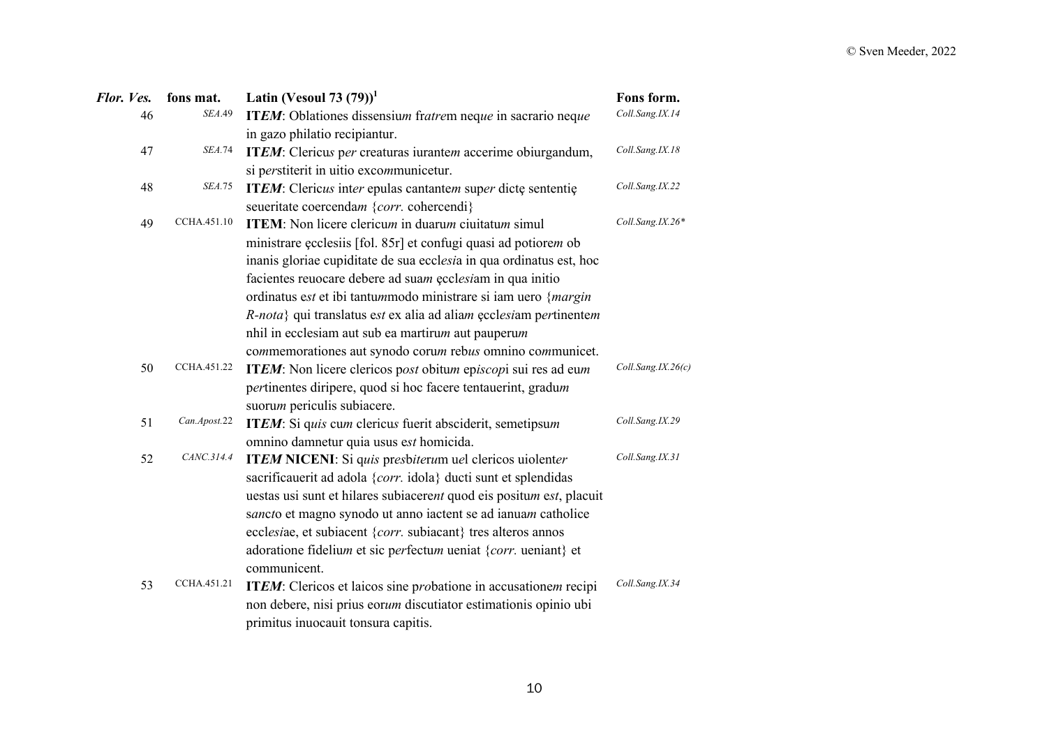| *Flor. Ves.* | **fons mat.** | **Latin (Vesoul 73 (79))**[1] | **Fons form.** |
|---|---|---|---|
| 46 | *SEA*.49 | **IT*EM***: Oblationes dissensiu*m* fr*atre*m neq*ue* in sacrario neq*ue* in gazo philatio recipiantur. | *Coll.Sang.IX.14* |
| 47 | *SEA*.74 | **IT*EM***: Cleric*us* p*er* creaturas iurante*m* accerime obiurgandum, si p*er*stiterit in uitio exco*m*municetur. | *Coll.Sang.IX.18* |
| 48 | *SEA*.75 | **IT*EM***: Cleric*us* int*er* epulas cantante*m* sup*er* dictę sententię seueritate coercenda*m* {*corr.* cohercendi} | *Coll.Sang.IX.22* |
| 49 | CCHA.451.10 | **ITEM**: Non licere cleric*um* in duaru*m* ciuitatu*m* simul ministrare ęcclesiis [fol. 85r] et confugi quasi ad potiore*m* ob inanis gloriae cupiditate de sua eccl*esi*a in qua ordinatus est, hoc facientes reuocare debere ad sua*m* ęccl*esi*am in qua initio ordinatus e*st* et ibi tantu*m*modo ministrare si iam uero {*margin R-nota*} qui translatus e*st* ex alia ad alia*m* ęccl*esi*am p*er*tinente*m* nhil in ecclesiam aut sub ea martiru*m* aut pauperu*m* co*m*memorationes aut synodo coru*m* reb*us* omnino co*m*municet. | *Coll.Sang.IX.26\** |
| 50 | CCHA.451.22 | **IT*EM***: Non licere clericos p*ost* obitu*m* ep*iscop*i sui res ad eu*m* p*er*tinentes diripere, quod si hoc facere tentauerint, gradu*m* suoru*m* periculis subiacere. | *Coll.Sang.IX.26(c)* |
| 51 | *Can.Apost*.22 | **IT*EM***: Si q*uis* cu*m* cleric*us* fuerit absciderit, semetipsu*m* omnino damnetur quia usus e*st* homicida. | *Coll.Sang.IX.29* |
| 52 | *CANC.314.4* | **IT*EM* NICENI**: Si q*uis* pr*es*bite*ru*m u*e*l clericos uiolent*er* sacrificauerit ad adola {*corr.* idola} ducti sunt et splendidas uestas usi sunt et hilares subiacere*nt* quod eis positu*m* e*st*, placuit s*anc*to et magno synodo ut anno iactent se ad ianua*m* catholice eccl*esi*ae, et subiacent {*corr.* subiacant} tres alteros annos adoratione fideliu*m* et sic p*er*fectu*m* ueniat {*corr.* ueniant} et communicent. | *Coll.Sang.IX.31* |
| 53 | CCHA.451.21 | **IT*EM***: Clericos et laicos sine p*ro*batione in accusatione*m* recipi non debere, nisi prius eor*um* discutiator estimationis opinio ubi primitus inuocauit tonsura capitis. | *Coll.Sang.IX.34* |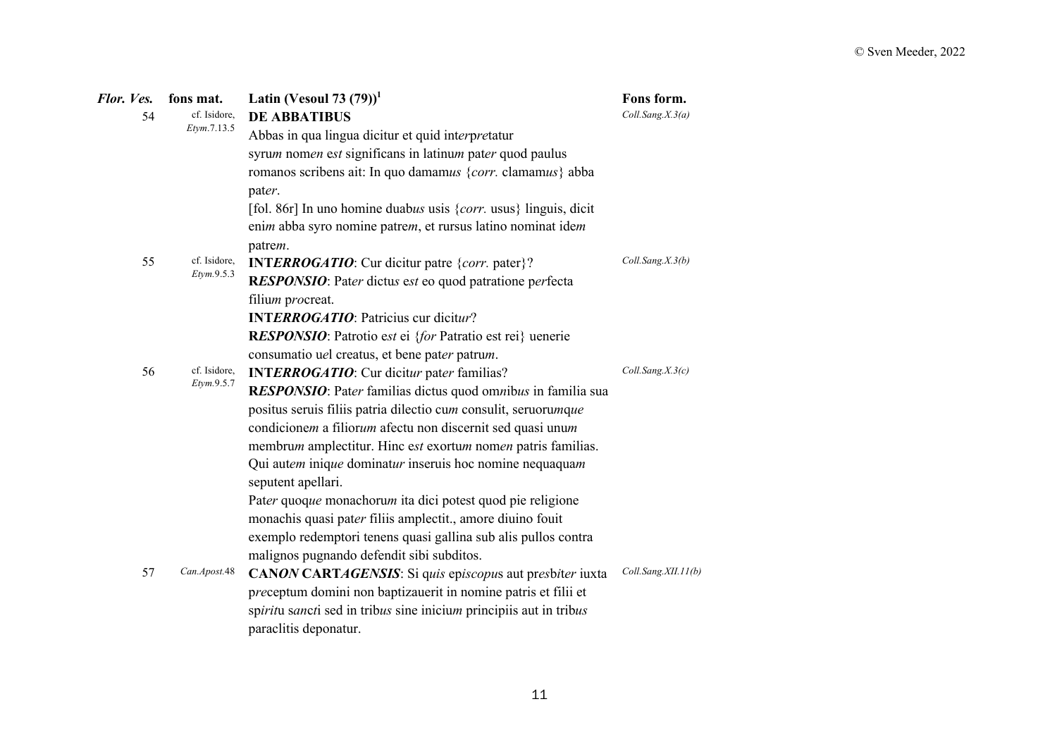| *Flor. Ves.* | fons mat. | Latin (Vesoul 73 (79))[1] | Fons form. |
|---|---|---|---|
| 54 | cf. Isidore, *Etym*.7.13.5 | **DE ABBATIBUS**<br>Abbas in qua lingua dicitur et quid int*er*p*re*tatur syru*m* nom*en* e*st* significans in latinu*m* pat*er* quod paulus romanos scribens ait: In quo damam*us* {*corr.* clamam*us*} abba pat*er*.<br>[fol. 86r] In uno homine duab*us* usis {*corr.* usus} linguis, dicit eni*m* abba syro nomine patre*m*, et rursus latino nominat ide*m* patre*m*. | *Coll.Sang.X.3(a)* |
| 55 | cf. Isidore, *Etym*.9.5.3 | **INT*ERROGATIO***: Cur dicitur patre {*corr.* pater}?<br>**R*ESPONSIO***: Pat*er* dictu*s* e*st* eo quod patratione p*er*fecta filiu*m* p*ro*creat.<br>**INT*ERROGATIO***: Patricius cur dicit*ur*?<br>**R*ESPONSIO***: Patrotio e*st* ei {*for* Patratio est rei} uenerie consumatio u*e*l creatus, et bene pat*er* patru*m*. | *Coll.Sang.X.3(b)* |
| 56 | cf. Isidore, *Etym*.9.5.7 | **INT*ERROGATIO***: Cur dicit*ur* pat*er* familias?<br>**R*ESPONSIO***: Pat*er* familias dictus quod om*n*ib*us* in familia sua positus seruis filiis patria dilectio cu*m* consulit, seruoru*m*q*ue* condicione*m* a filior*um* afectu non discernit sed quasi unu*m* membru*m* amplectitur. Hinc e*st* exortu*m* nom*en* patris familias. Qui aut*em* iniq*ue* dominat*ur* inseruis hoc nomine nequaqua*m* seputent apellari.<br>Pat*er* quoq*ue* monachoru*m* ita dici potest quod pie religione monachis quasi pat*er* filiis amplectit., amore diuino fouit exemplo redemptori tenens quasi gallina sub alis pullos contra malignos pugnando defendit sibi subditos. | *Coll.Sang.X.3(c)* |
| 57 | *Can.Apost*.48 | **CAN*ON* CART*AGENSIS***: Si q*uis* ep*iscopu*s aut pr*es*b*i*t*er* iuxta p*re*ceptum domini non baptizauerit in nomine patris et filii et sp*irit*u s*anc*t*i* sed in trib*us* sine iniciu*m* principiis aut in trib*us* paraclitis deponatur. | *Coll.Sang.XII.11(b)* |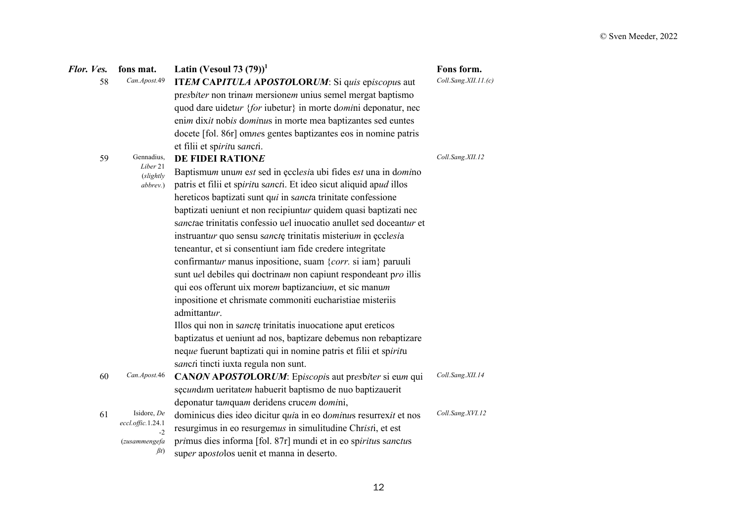| *Flor. Ves.* | **fons mat.** | **Latin (Vesoul 73 (79))**[1] | **Fons form.** |
|---|---|---|---|
| 58 | *Can.Apost.*49 | **IT*EM* CAP*ITULA* AP*OSTO*LOR*UM***: Si q*uis* ep*iscopu*s aut pr*es*b*iter* non trina*m* mersione*m* unius semel mergat baptismo quod dare uidet*ur* {*for* iubetur} in morte d*omi*ni deponatur, nec eni*m* dix*it* nob*is* d*omi*n*u*s in morte mea baptizantes sed euntes docete [fol. 86r] om*ne*s gentes baptizantes eos in nomine patris et filii et sp*irit*u s*anct*i. | *Coll.Sang.XII.11.(c)* |
| 59 | Gennadius, *Liber* 21 (*slightly abbrev.*) | **DE FIDEI RATION*E*** Baptismu*m* unu*m* e*st* sed in ęccl*esi*a ubi fides e*st* una in d*omi*no patris et filii et sp*irit*u s*anct*i. Et ideo sicut aliquid ap*ud* illos hereticos baptizati sunt q*ui* in s*anct*a trinitate confessione baptizati ueniunt et non recipiunt*ur* quidem quasi baptizati nec s*anct*ae trinitatis confessio u*e*l inuocatio anullet sed doceant*ur* et instruant*ur* quo sensu s*anct*ę trinitatis misteriu*m* in ęccl*esi*a teneantur, et si consentiunt iam fide credere integritate confirmant*ur* manus inpositione, suam {*corr.* si iam} paruuli sunt u*e*l debiles qui doctrina*m* non capiunt respondeant p*ro* illis qui eos offerunt uix more*m* baptizanciu*m*, et sic manu*m* inpositione et chrismate commoniti eucharistiae misteriis admittant*ur*. Illos qui non in s*anct*ę trinitatis inuocatione aput ereticos baptizatus et ueniunt ad nos, baptizare debemus non rebaptizare neq*ue* fuerunt baptizati qui in nomine patris et filii et sp*irit*u s*anct*i tincti iuxta regula non sunt. | *Coll.Sang.XII.12* |
| 60 | *Can.Apost.*46 | **CAN*ON* AP*OSTO*LOR*UM***: Ep*iscopi*s aut pr*es*b*iter* si eu*m* qui sęc*und*um ueritate*m* habuerit baptismo de nuo baptizauerit deponatur ta*m*qua*m* deridens cruce*m* d*omi*ni, | *Coll.Sang.XII.14* |
| 61 | Isidore, *De eccl.offic.*1.24.1-2 (*zusammengefaßt*) | dominicus dies ideo dicitur q*ui*a in eo d*omi*n*u*s resurrex*it* et nos resurgimus in eo resurgem*us* in simulitudine Chr*ist*i, et est p*ri*mus dies informa [fol. 87r] mundi et in eo sp*iritu*s s*anctu*s sup*er* ap*osto*los uenit et manna in deserto. | *Coll.Sang.XVI.12* |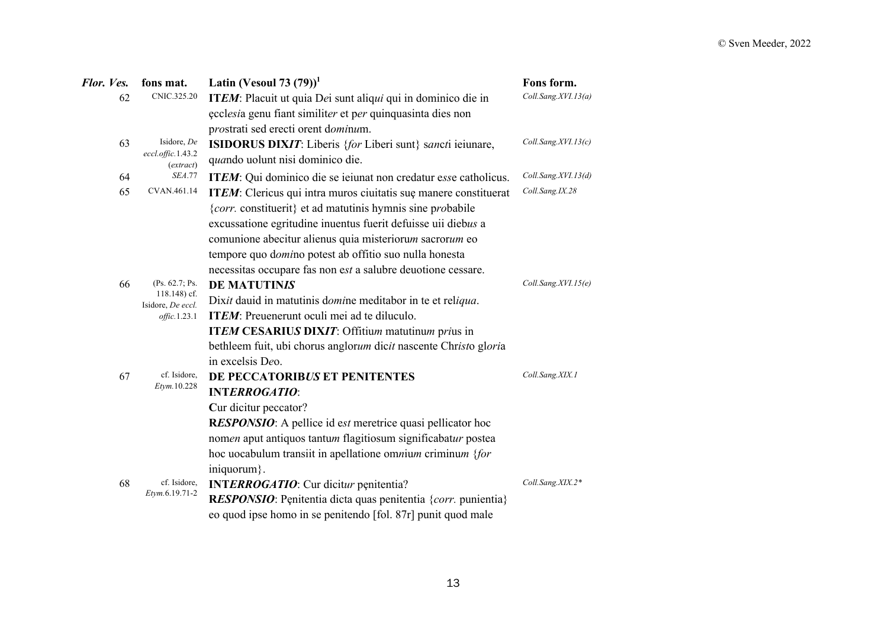| *Flor. Ves.* | **fons mat.** | **Latin (Vesoul 73 (79))**[1] | **Fons form.** |
|---|---|---|---|
| 62 | CNIC.325.20 | **IT*EM***: Placuit ut quia D*e*i sunt aliq*ui* qui in dominico die in ęccl*esi*a genu fiant simili*ter* et p*er* quinquasinta dies non p*ro*strati sed erecti orent d*omin*u*m*. | *Coll.Sang.XVI.13(a)* |
| 63 | Isidore, *De eccl.offic.*1.43.2 (*extract*) | **ISIDORUS DIX*IT***: Liberis {*for* Liberi sunt} s*anct*i ieiunare, q*ua*ndo uolunt nisi dominico die. | *Coll.Sang.XVI.13(c)* |
| 64 | *SEA*.77 | **IT*EM***: Qui dominico die se ieiunat non credatur e*ss*e catholicus. | *Coll.Sang.XVI.13(d)* |
| 65 | CVAN.461.14 | **IT*EM***: Clericus qui intra muros ciuitatis suę manere constituerat {*corr.* constituerit} et ad matutinis hymnis sine p*ro*babile excussatione egritudine inuentus fuerit defuisse uii dieb*us* a comunione abecitur alienus quia misterioru*m* sacror*um* eo tempore quo d*omi*no potest ab offitio suo nulla honesta necessitas occupare fas non e*st* a salubre deuotione cessare. | *Coll.Sang.IX.28* |
| 66 | (Ps. 62.7; Ps. 118.148) cf. Isidore, *De eccl. offic.*1.23.1 | **DE MATUTIN*IS***<br>Dix*it* dauid in matutinis d*omi*ne meditabor in te et rel*iqua*.<br>**IT*EM***: Preuenerunt oculi mei ad te diluculo.<br>**IT*EM* CESARIU*S* DIX*IT***: Offitiu*m* matutinu*m* p*ri*us in bethleem fuit, ubi chorus anglor*um* dic*it* nascente Chr*ist*o gl*ori*a in excelsis D*e*o. | *Coll.Sang.XVI.15(e)* |
| 67 | cf. Isidore, *Etym.*10.228 | **DE PECCATORIB*US* ET PENITENTES**<br>**INT*ERROGATIO***:<br>**C**ur dicitur peccator?<br>**R*ESPONSIO***: A pellice id e*st* meretrice quasi pellicator hoc nom*en* aput antiquos tantu*m* flagitiosum significabat*ur* postea hoc uocabulum transiit in apellatione om*n*iu*m* criminu*m* {*for* iniquorum}. | *Coll.Sang.XIX.1* |
| 68 | cf. Isidore, *Etym.*6.19.71-2 | **INT*ERROGATIO***: Cur dicit*ur* pęnitentia?<br>**R*ESPONSIO***: Pęnitentia dicta quas penitentia {*corr.* punientia} eo quod ipse homo in se penitendo [fol. 87r] punit quod male | *Coll.Sang.XIX.2\** |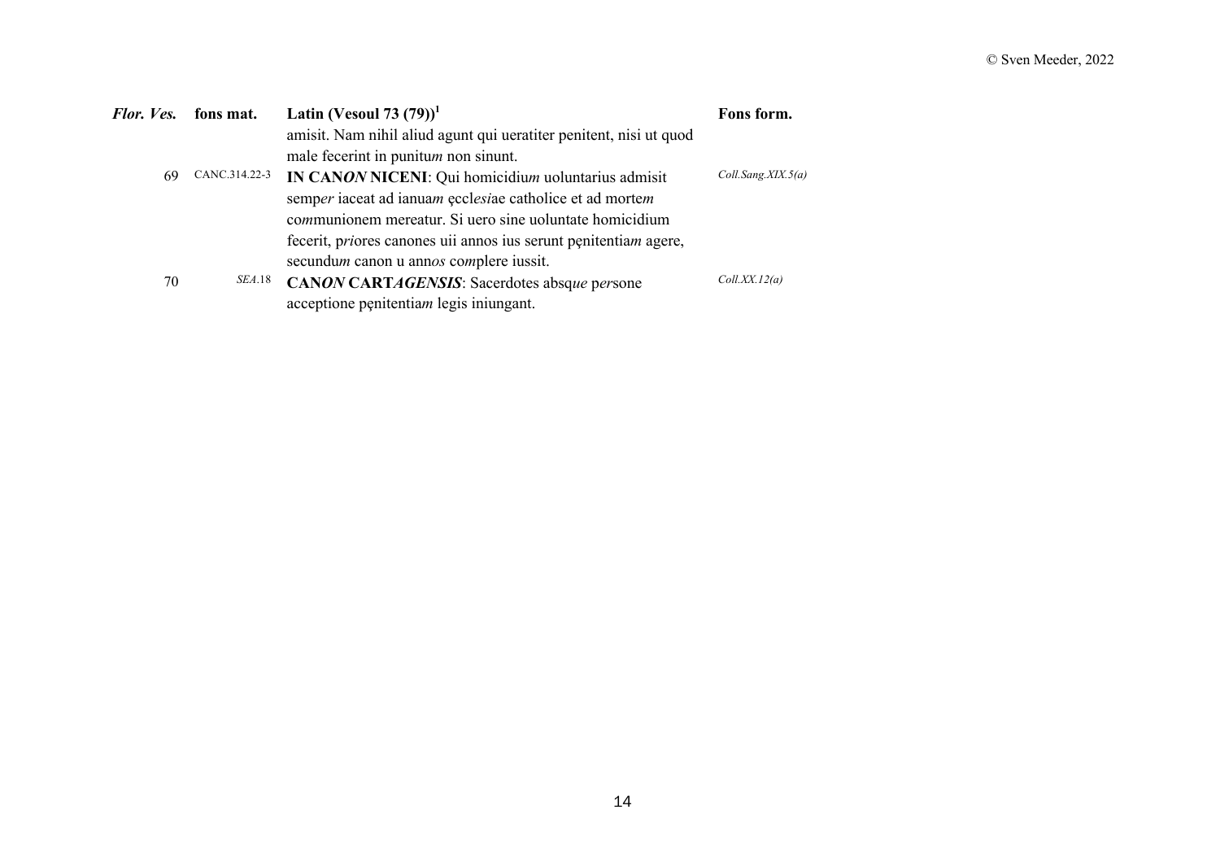| *Flor. Ves.* | **fons mat.** | **Latin (Vesoul 73 (79))**[1] | **Fons form.** |
|---|---|---|---|
| | | amisit. Nam nihil aliud agunt qui ueratiter penitent, nisi ut quod male fecerint in punitu*m* non sinunt. | |
| 69 | CANC.314.22-3 | **IN CAN*ON* NICENI**: Qui homicidiu*m* uoluntarius admisit semp*er* iaceat ad ianua*m* ęccl*esi*ae catholice et ad morte*m* co*m*munionem mereatur. Si uero sine uoluntate homicidium fecerit, p*ri*ores canones uii annos ius serunt pęnitentia*m* agere, secundu*m* canon u ann*os* co*m*plere iussit. | *Coll.Sang.XIX.5(a)* |
| 70 | *SEA*.18 | **CAN*ON* CART*AGENSIS***: Sacerdotes absq*ue* p*er*sone acceptione pęnitentia*m* legis iniungant. | *Coll.XX.12(a)* |